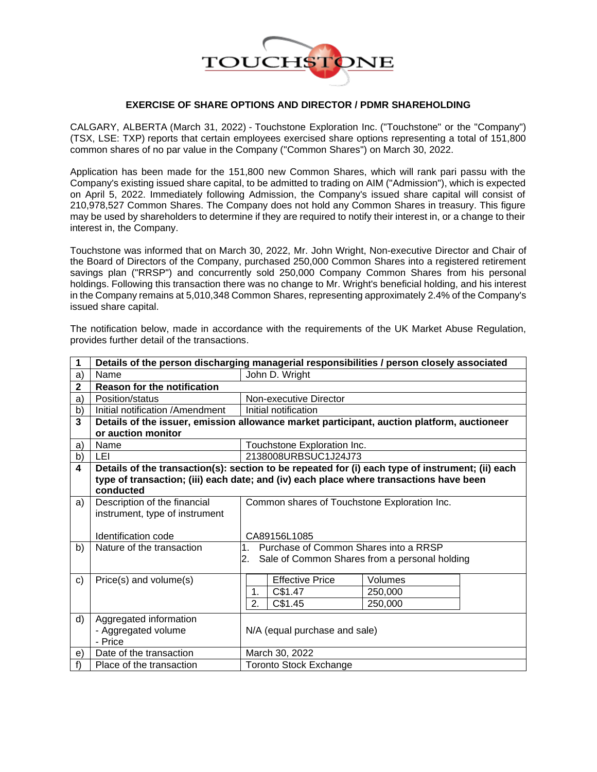# EXERCISE OF SHARE OPTIONS AND DIRECTOR / PDMR SHAREHOLDING

CALGARY, ALBERTA (March 31, 2022) - Touchstone Exploration Inc. ("Touchstone" or the "Company") (TSX, LSE: TXP) reports that certain employees exercised share options representing a total of 151,800 common shares of no par value in the Company ("Common Shares") on March 30, 2022.

Application has been made for the 151,800 new Common Shares, which will rank pari passu with the Company's existing issued share capital, to be admitted to trading on AIM ("Admission"), which is expected on April 5, 2022. Immediately following Admission, the Company's issued share capital will consist of 210,978,527 Common Shares. The Company does not hold any Common Shares in treasury. This figure may be used by shareholders to determine if they are required to notify their interest in, or a change to their interest in, the Company.

Touchstone was informed that on March 30, 2022, Mr. John Wright, Non-executive Director and Chair of the Board of Directors of the Company, purchased 250,000 Common Shares into a registered retirement savings plan ("RRSP") and concurrently sold 250,000 Company Common Shares from his personal holdings. Following this transaction there was no change to Mr. Wright's beneficial holding, and his interest in the Company remains at 5,010,348 Common Shares, representing approximately 2.4% of the Company's issued share capital.

The notification below, made in accordance with the requirements of the UK Market Abuse Regulation, provides further detail of the transactions.

| 1 | **Details of the person discharging managerial responsibilities / person closely associated** | |
|---|---|---|
| a) | Name | John D. Wright |
| **2** | **Reason for the notification** | |
| a) | Position/status | Non-executive Director |
| b) | Initial notification /Amendment | Initial notification |
| **3** | **Details of the issuer, emission allowance market participant, auction platform, auctioneer or auction monitor** | |
| a) | Name | Touchstone Exploration Inc. |
| b) | LEI | 2138008URBSUC1J24J73 |
| **4** | **Details of the transaction(s): section to be repeated for (i) each type of instrument; (ii) each type of transaction; (iii) each date; and (iv) each place where transactions have been conducted** | |
| a) | Description of the financial instrument, type of instrument<br><br>Identification code | Common shares of Touchstone Exploration Inc.<br><br>CA89156L1085 |
| b) | Nature of the transaction | 1. Purchase of Common Shares into a RRSP<br>2. Sale of Common Shares from a personal holding |
| c) | Price(s) and volume(s) | Effective Price / Volumes<br>1. C$1.47 / 250,000<br>2. C$1.45 / 250,000 |
| d) | Aggregated information<br>- Aggregated volume<br>- Price | N/A (equal purchase and sale) |
| e) | Date of the transaction | March 30, 2022 |
| f) | Place of the transaction | Toronto Stock Exchange |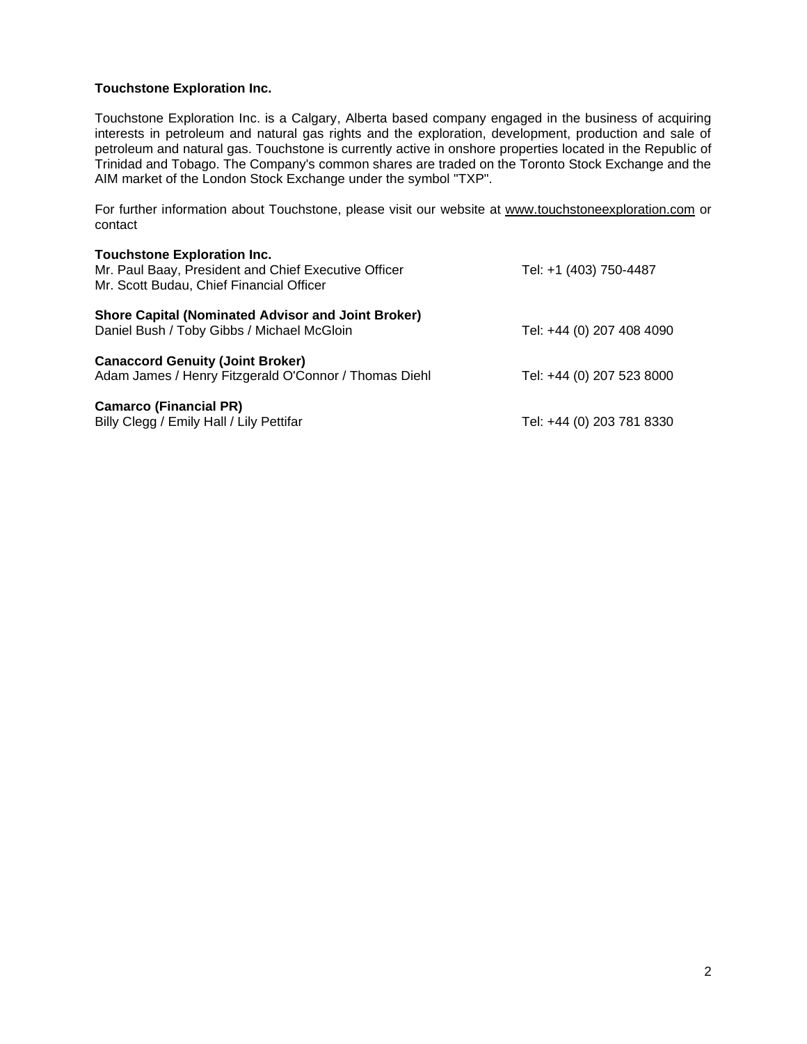**Touchstone Exploration Inc.**

Touchstone Exploration Inc. is a Calgary, Alberta based company engaged in the business of acquiring interests in petroleum and natural gas rights and the exploration, development, production and sale of petroleum and natural gas. Touchstone is currently active in onshore properties located in the Republic of Trinidad and Tobago. The Company's common shares are traded on the Toronto Stock Exchange and the AIM market of the London Stock Exchange under the symbol "TXP".

For further information about Touchstone, please visit our website at www.touchstoneexploration.com or contact

**Touchstone Exploration Inc.**
Mr. Paul Baay, President and Chief Executive Officer — Tel: +1 (403) 750-4487
Mr. Scott Budau, Chief Financial Officer

**Shore Capital (Nominated Advisor and Joint Broker)**
Daniel Bush / Toby Gibbs / Michael McGloin — Tel: +44 (0) 207 408 4090

**Canaccord Genuity (Joint Broker)**
Adam James / Henry Fitzgerald O'Connor / Thomas Diehl — Tel: +44 (0) 207 523 8000

**Camarco (Financial PR)**
Billy Clegg / Emily Hall / Lily Pettifar — Tel: +44 (0) 203 781 8330